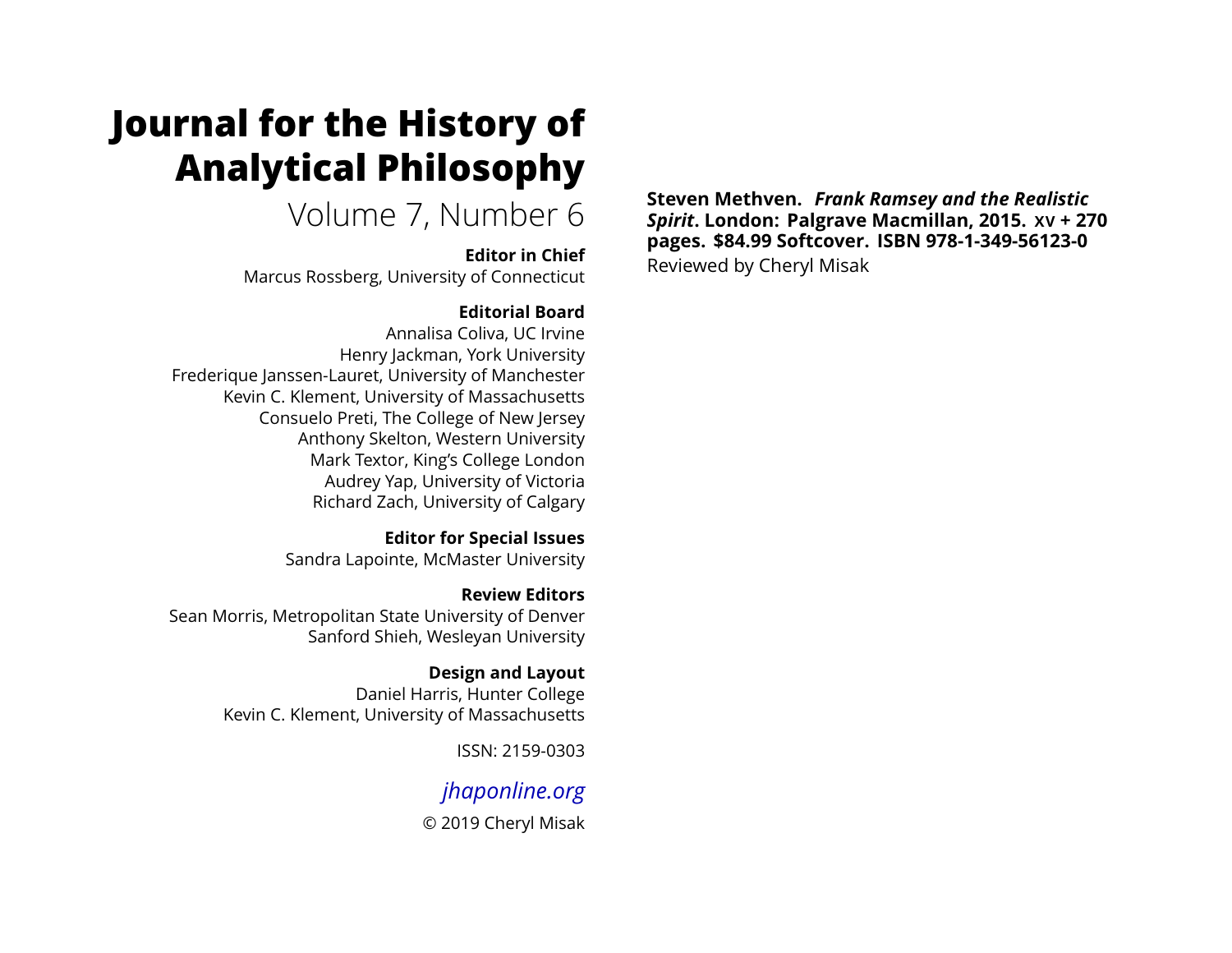# Journal for the History of Analytical Philosophy

Volume 7, Number 6

**Editor in Chief**
Marcus Rossberg, University of Connecticut

**Editorial Board**
Annalisa Coliva, UC Irvine
Henry Jackman, York University
Frederique Janssen-Lauret, University of Manchester
Kevin C. Klement, University of Massachusetts
Consuelo Preti, The College of New Jersey
Anthony Skelton, Western University
Mark Textor, King's College London
Audrey Yap, University of Victoria
Richard Zach, University of Calgary

**Editor for Special Issues**
Sandra Lapointe, McMaster University

**Review Editors**
Sean Morris, Metropolitan State University of Denver
Sanford Shieh, Wesleyan University

**Design and Layout**
Daniel Harris, Hunter College
Kevin C. Klement, University of Massachusetts

ISSN: 2159-0303

*jhaponline.org*

© 2019 Cheryl Misak

**Steven Methven.** ***Frank Ramsey and the Realistic Spirit*****. London: Palgrave Macmillan, 2015. xv + 270 pages. $84.99 Softcover. ISBN 978-1-349-56123-0**

Reviewed by Cheryl Misak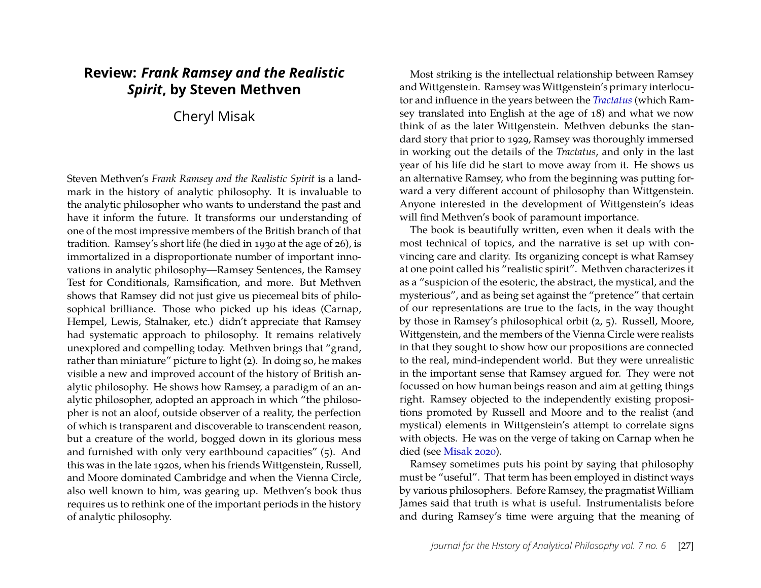# Review: *Frank Ramsey and the Realistic Spirit*, by Steven Methven

Cheryl Misak

Steven Methven's *Frank Ramsey and the Realistic Spirit* is a landmark in the history of analytic philosophy. It is invaluable to the analytic philosopher who wants to understand the past and have it inform the future. It transforms our understanding of one of the most impressive members of the British branch of that tradition. Ramsey's short life (he died in 1930 at the age of 26), is immortalized in a disproportionate number of important innovations in analytic philosophy—Ramsey Sentences, the Ramsey Test for Conditionals, Ramsification, and more. But Methven shows that Ramsey did not just give us piecemeal bits of philosophical brilliance. Those who picked up his ideas (Carnap, Hempel, Lewis, Stalnaker, etc.) didn't appreciate that Ramsey had systematic approach to philosophy. It remains relatively unexplored and compelling today. Methven brings that "grand, rather than miniature" picture to light (2). In doing so, he makes visible a new and improved account of the history of British analytic philosophy. He shows how Ramsey, a paradigm of an analytic philosopher, adopted an approach in which "the philosopher is not an aloof, outside observer of a reality, the perfection of which is transparent and discoverable to transcendent reason, but a creature of the world, bogged down in its glorious mess and furnished with only very earthbound capacities" (5). And this was in the late 1920s, when his friends Wittgenstein, Russell, and Moore dominated Cambridge and when the Vienna Circle, also well known to him, was gearing up. Methven's book thus requires us to rethink one of the important periods in the history of analytic philosophy.

Most striking is the intellectual relationship between Ramsey and Wittgenstein. Ramsey was Wittgenstein's primary interlocutor and influence in the years between the *Tractatus* (which Ramsey translated into English at the age of 18) and what we now think of as the later Wittgenstein. Methven debunks the standard story that prior to 1929, Ramsey was thoroughly immersed in working out the details of the *Tractatus*, and only in the last year of his life did he start to move away from it. He shows us an alternative Ramsey, who from the beginning was putting forward a very different account of philosophy than Wittgenstein. Anyone interested in the development of Wittgenstein's ideas will find Methven's book of paramount importance.

The book is beautifully written, even when it deals with the most technical of topics, and the narrative is set up with convincing care and clarity. Its organizing concept is what Ramsey at one point called his "realistic spirit". Methven characterizes it as a "suspicion of the esoteric, the abstract, the mystical, and the mysterious", and as being set against the "pretence" that certain of our representations are true to the facts, in the way thought by those in Ramsey's philosophical orbit (2, 5). Russell, Moore, Wittgenstein, and the members of the Vienna Circle were realists in that they sought to show how our propositions are connected to the real, mind-independent world. But they were unrealistic in the important sense that Ramsey argued for. They were not focussed on how human beings reason and aim at getting things right. Ramsey objected to the independently existing propositions promoted by Russell and Moore and to the realist (and mystical) elements in Wittgenstein's attempt to correlate signs with objects. He was on the verge of taking on Carnap when he died (see Misak 2020).

Ramsey sometimes puts his point by saying that philosophy must be "useful". That term has been employed in distinct ways by various philosophers. Before Ramsey, the pragmatist William James said that truth is what is useful. Instrumentalists before and during Ramsey's time were arguing that the meaning of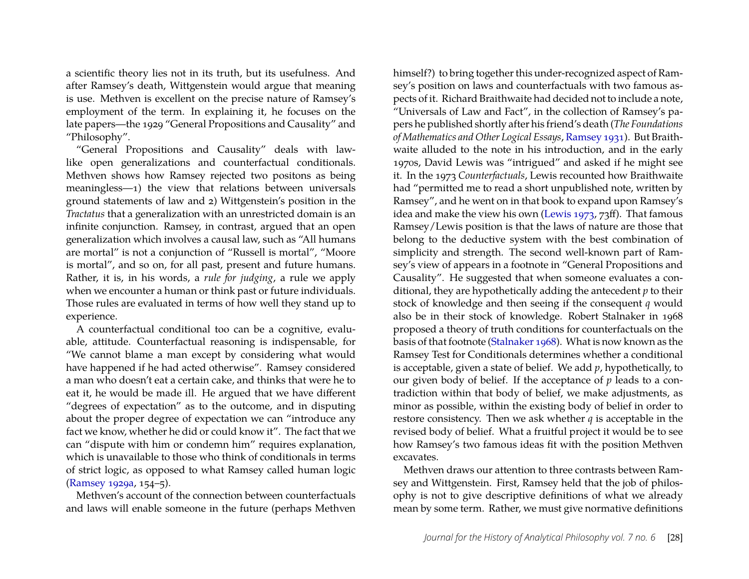a scientific theory lies not in its truth, but its usefulness. And after Ramsey's death, Wittgenstein would argue that meaning is use. Methven is excellent on the precise nature of Ramsey's employment of the term. In explaining it, he focuses on the late papers—the 1929 "General Propositions and Causality" and "Philosophy".

"General Propositions and Causality" deals with law-like open generalizations and counterfactual conditionals. Methven shows how Ramsey rejected two positons as being meaningless—1) the view that relations between universals ground statements of law and 2) Wittgenstein's position in the *Tractatus* that a generalization with an unrestricted domain is an infinite conjunction. Ramsey, in contrast, argued that an open generalization which involves a causal law, such as "All humans are mortal" is not a conjunction of "Russell is mortal", "Moore is mortal", and so on, for all past, present and future humans. Rather, it is, in his words, a *rule for judging*, a rule we apply when we encounter a human or think past or future individuals. Those rules are evaluated in terms of how well they stand up to experience.

A counterfactual conditional too can be a cognitive, evaluable, attitude. Counterfactual reasoning is indispensable, for "We cannot blame a man except by considering what would have happened if he had acted otherwise". Ramsey considered a man who doesn't eat a certain cake, and thinks that were he to eat it, he would be made ill. He argued that we have different "degrees of expectation" as to the outcome, and in disputing about the proper degree of expectation we can "introduce any fact we know, whether he did or could know it". The fact that we can "dispute with him or condemn him" requires explanation, which is unavailable to those who think of conditionals in terms of strict logic, as opposed to what Ramsey called human logic (Ramsey 1929a, 154–5).

Methven's account of the connection between counterfactuals and laws will enable someone in the future (perhaps Methven himself?) to bring together this under-recognized aspect of Ramsey's position on laws and counterfactuals with two famous aspects of it. Richard Braithwaite had decided not to include a note, "Universals of Law and Fact", in the collection of Ramsey's papers he published shortly after his friend's death (*The Foundations of Mathematics and Other Logical Essays*, Ramsey 1931). But Braithwaite alluded to the note in his introduction, and in the early 1970s, David Lewis was "intrigued" and asked if he might see it. In the 1973 *Counterfactuals*, Lewis recounted how Braithwaite had "permitted me to read a short unpublished note, written by Ramsey", and he went on in that book to expand upon Ramsey's idea and make the view his own (Lewis 1973, 73ff). That famous Ramsey/Lewis position is that the laws of nature are those that belong to the deductive system with the best combination of simplicity and strength. The second well-known part of Ramsey's view of appears in a footnote in "General Propositions and Causality". He suggested that when someone evaluates a conditional, they are hypothetically adding the antecedent $p$ to their stock of knowledge and then seeing if the consequent $q$ would also be in their stock of knowledge. Robert Stalnaker in 1968 proposed a theory of truth conditions for counterfactuals on the basis of that footnote (Stalnaker 1968). What is now known as the Ramsey Test for Conditionals determines whether a conditional is acceptable, given a state of belief. We add $p$, hypothetically, to our given body of belief. If the acceptance of $p$ leads to a contradiction within that body of belief, we make adjustments, as minor as possible, within the existing body of belief in order to restore consistency. Then we ask whether $q$ is acceptable in the revised body of belief. What a fruitful project it would be to see how Ramsey's two famous ideas fit with the position Methven excavates.

Methven draws our attention to three contrasts between Ramsey and Wittgenstein. First, Ramsey held that the job of philosophy is not to give descriptive definitions of what we already mean by some term. Rather, we must give normative definitions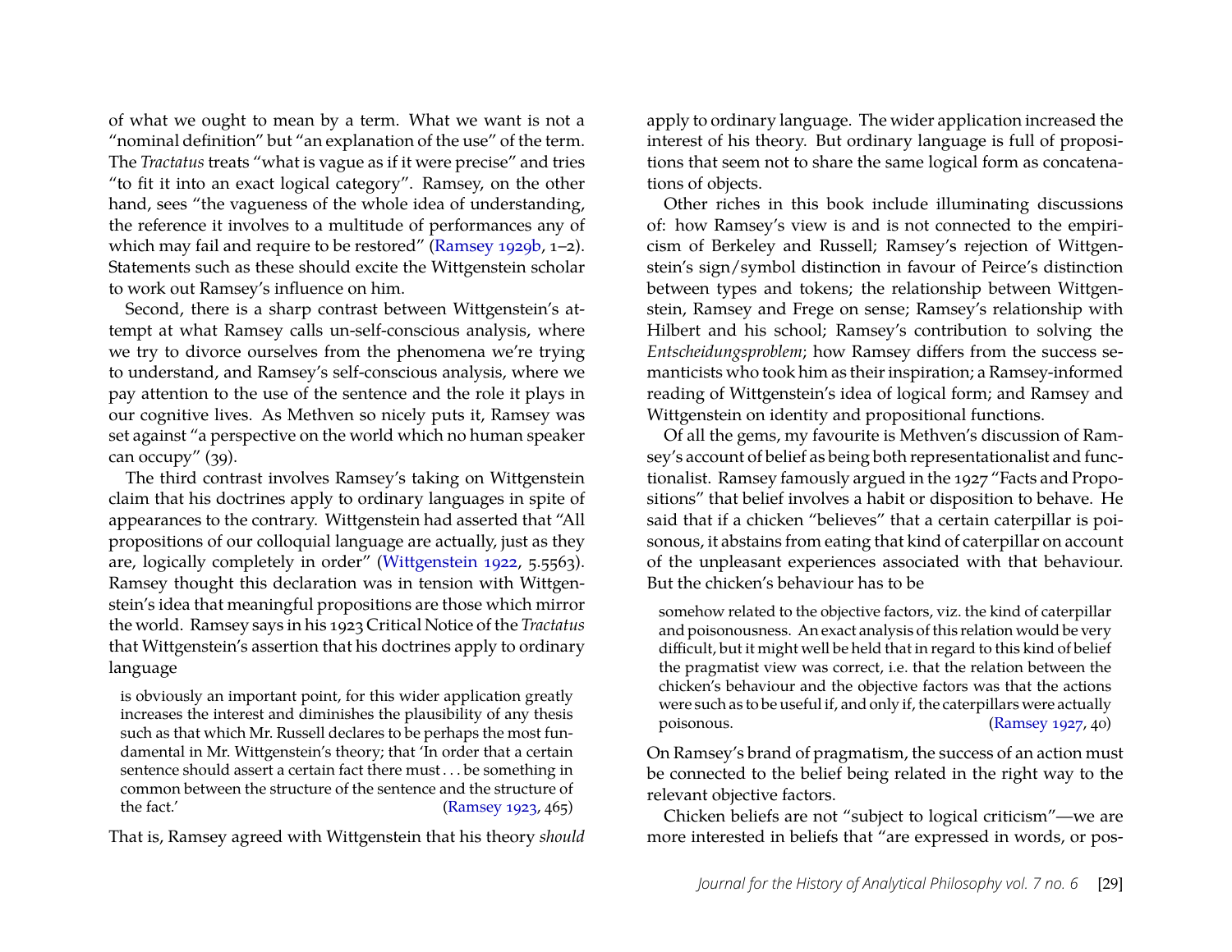of what we ought to mean by a term. What we want is not a "nominal definition" but "an explanation of the use" of the term. The *Tractatus* treats "what is vague as if it were precise" and tries "to fit it into an exact logical category". Ramsey, on the other hand, sees "the vagueness of the whole idea of understanding, the reference it involves to a multitude of performances any of which may fail and require to be restored" (Ramsey 1929b, 1–2). Statements such as these should excite the Wittgenstein scholar to work out Ramsey's influence on him.

Second, there is a sharp contrast between Wittgenstein's attempt at what Ramsey calls un-self-conscious analysis, where we try to divorce ourselves from the phenomena we're trying to understand, and Ramsey's self-conscious analysis, where we pay attention to the use of the sentence and the role it plays in our cognitive lives. As Methven so nicely puts it, Ramsey was set against "a perspective on the world which no human speaker can occupy" (39).

The third contrast involves Ramsey's taking on Wittgenstein claim that his doctrines apply to ordinary languages in spite of appearances to the contrary. Wittgenstein had asserted that "All propositions of our colloquial language are actually, just as they are, logically completely in order" (Wittgenstein 1922, 5.5563). Ramsey thought this declaration was in tension with Wittgenstein's idea that meaningful propositions are those which mirror the world. Ramsey says in his 1923 Critical Notice of the *Tractatus* that Wittgenstein's assertion that his doctrines apply to ordinary language

> is obviously an important point, for this wider application greatly increases the interest and diminishes the plausibility of any thesis such as that which Mr. Russell declares to be perhaps the most fundamental in Mr. Wittgenstein's theory; that 'In order that a certain sentence should assert a certain fact there must . . . be something in common between the structure of the sentence and the structure of the fact.' (Ramsey 1923, 465)

That is, Ramsey agreed with Wittgenstein that his theory *should* apply to ordinary language. The wider application increased the interest of his theory. But ordinary language is full of propositions that seem not to share the same logical form as concatenations of objects.

Other riches in this book include illuminating discussions of: how Ramsey's view is and is not connected to the empiricism of Berkeley and Russell; Ramsey's rejection of Wittgenstein's sign/symbol distinction in favour of Peirce's distinction between types and tokens; the relationship between Wittgenstein, Ramsey and Frege on sense; Ramsey's relationship with Hilbert and his school; Ramsey's contribution to solving the *Entscheidungsproblem*; how Ramsey differs from the success semanticists who took him as their inspiration; a Ramsey-informed reading of Wittgenstein's idea of logical form; and Ramsey and Wittgenstein on identity and propositional functions.

Of all the gems, my favourite is Methven's discussion of Ramsey's account of belief as being both representationalist and functionalist. Ramsey famously argued in the 1927 "Facts and Propositions" that belief involves a habit or disposition to behave. He said that if a chicken "believes" that a certain caterpillar is poisonous, it abstains from eating that kind of caterpillar on account of the unpleasant experiences associated with that behaviour. But the chicken's behaviour has to be

> somehow related to the objective factors, viz. the kind of caterpillar and poisonousness. An exact analysis of this relation would be very difficult, but it might well be held that in regard to this kind of belief the pragmatist view was correct, i.e. that the relation between the chicken's behaviour and the objective factors was that the actions were such as to be useful if, and only if, the caterpillars were actually poisonous. (Ramsey 1927, 40)

On Ramsey's brand of pragmatism, the success of an action must be connected to the belief being related in the right way to the relevant objective factors.

Chicken beliefs are not "subject to logical criticism"—we are more interested in beliefs that "are expressed in words, or pos-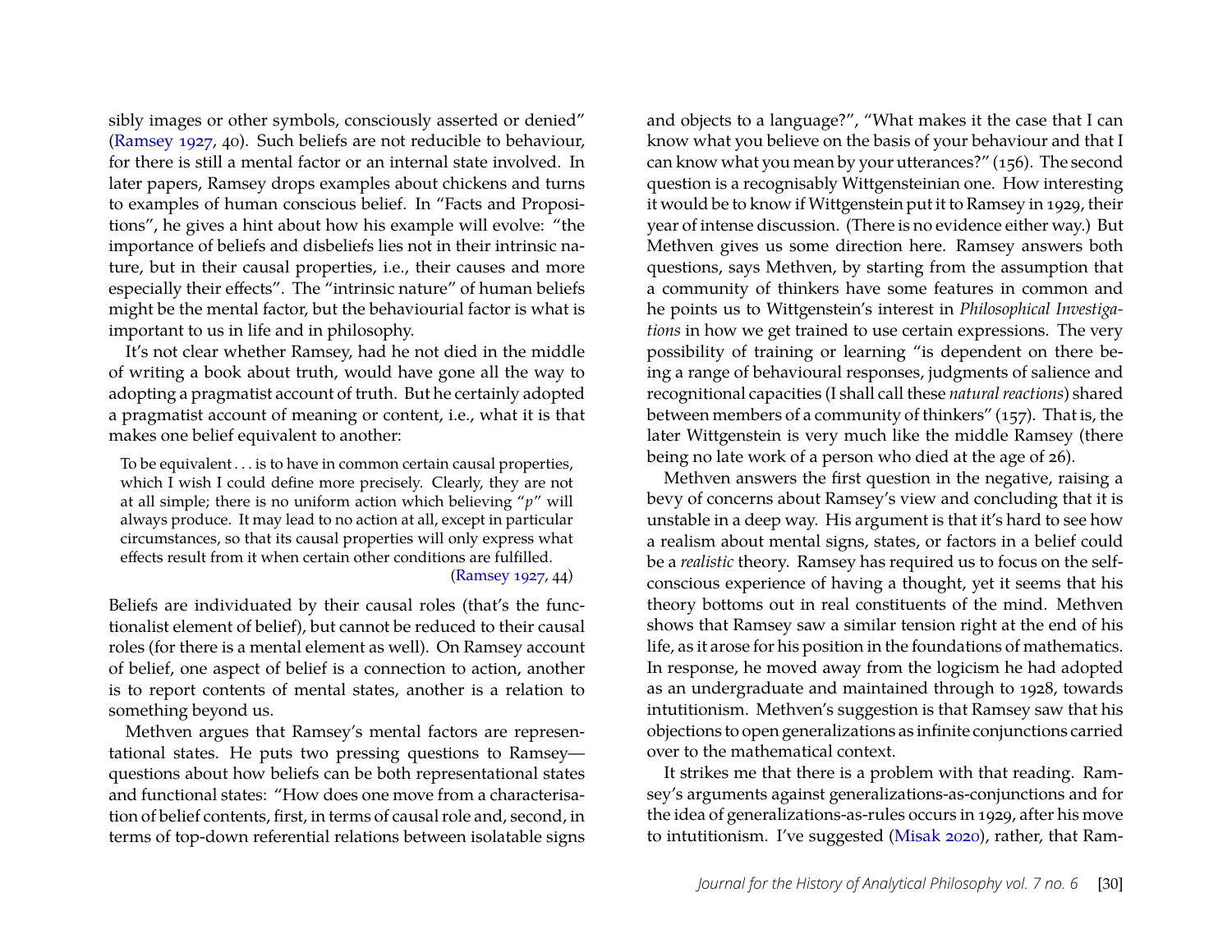sibly images or other symbols, consciously asserted or denied" (Ramsey 1927, 40). Such beliefs are not reducible to behaviour, for there is still a mental factor or an internal state involved. In later papers, Ramsey drops examples about chickens and turns to examples of human conscious belief. In "Facts and Propositions", he gives a hint about how his example will evolve: "the importance of beliefs and disbeliefs lies not in their intrinsic nature, but in their causal properties, i.e., their causes and more especially their effects". The "intrinsic nature" of human beliefs might be the mental factor, but the behaviourial factor is what is important to us in life and in philosophy.

It's not clear whether Ramsey, had he not died in the middle of writing a book about truth, would have gone all the way to adopting a pragmatist account of truth. But he certainly adopted a pragmatist account of meaning or content, i.e., what it is that makes one belief equivalent to another:

> To be equivalent . . . is to have in common certain causal properties, which I wish I could define more precisely. Clearly, they are not at all simple; there is no uniform action which believing "*p*" will always produce. It may lead to no action at all, except in particular circumstances, so that its causal properties will only express what effects result from it when certain other conditions are fulfilled. (Ramsey 1927, 44)

Beliefs are individuated by their causal roles (that's the functionalist element of belief), but cannot be reduced to their causal roles (for there is a mental element as well). On Ramsey account of belief, one aspect of belief is a connection to action, another is to report contents of mental states, another is a relation to something beyond us.

Methven argues that Ramsey's mental factors are representational states. He puts two pressing questions to Ramsey—questions about how beliefs can be both representational states and functional states: "How does one move from a characterisation of belief contents, first, in terms of causal role and, second, in terms of top-down referential relations between isolatable signs and objects to a language?", "What makes it the case that I can know what you believe on the basis of your behaviour and that I can know what you mean by your utterances?" (156). The second question is a recognisably Wittgensteinian one. How interesting it would be to know if Wittgenstein put it to Ramsey in 1929, their year of intense discussion. (There is no evidence either way.) But Methven gives us some direction here. Ramsey answers both questions, says Methven, by starting from the assumption that a community of thinkers have some features in common and he points us to Wittgenstein's interest in *Philosophical Investigations* in how we get trained to use certain expressions. The very possibility of training or learning "is dependent on there being a range of behavioural responses, judgments of salience and recognitional capacities (I shall call these *natural reactions*) shared between members of a community of thinkers" (157). That is, the later Wittgenstein is very much like the middle Ramsey (there being no late work of a person who died at the age of 26).

Methven answers the first question in the negative, raising a bevy of concerns about Ramsey's view and concluding that it is unstable in a deep way. His argument is that it's hard to see how a realism about mental signs, states, or factors in a belief could be a *realistic* theory. Ramsey has required us to focus on the self-conscious experience of having a thought, yet it seems that his theory bottoms out in real constituents of the mind. Methven shows that Ramsey saw a similar tension right at the end of his life, as it arose for his position in the foundations of mathematics. In response, he moved away from the logicism he had adopted as an undergraduate and maintained through to 1928, towards intutitionism. Methven's suggestion is that Ramsey saw that his objections to open generalizations as infinite conjunctions carried over to the mathematical context.

It strikes me that there is a problem with that reading. Ramsey's arguments against generalizations-as-conjunctions and for the idea of generalizations-as-rules occurs in 1929, after his move to intutitionism. I've suggested (Misak 2020), rather, that Ram-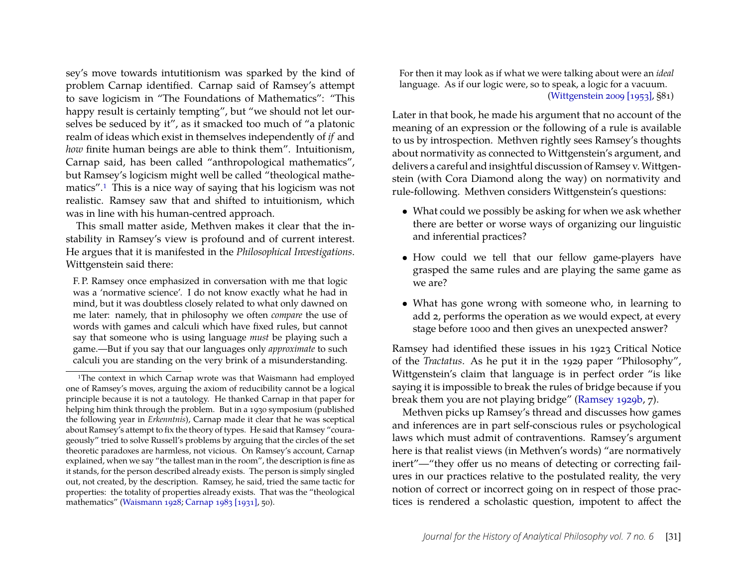sey's move towards intutitionism was sparked by the kind of problem Carnap identified. Carnap said of Ramsey's attempt to save logicism in "The Foundations of Mathematics": "This happy result is certainly tempting", but "we should not let ourselves be seduced by it", as it smacked too much of "a platonic realm of ideas which exist in themselves independently of *if* and *how* finite human beings are able to think them". Intuitionism, Carnap said, has been called "anthropological mathematics", but Ramsey's logicism might well be called "theological mathematics".[1] This is a nice way of saying that his logicism was not realistic. Ramsey saw that and shifted to intuitionism, which was in line with his human-centred approach.

This small matter aside, Methven makes it clear that the instability in Ramsey's view is profound and of current interest. He argues that it is manifested in the *Philosophical Investigations*. Wittgenstein said there:

> F. P. Ramsey once emphasized in conversation with me that logic was a 'normative science'. I do not know exactly what he had in mind, but it was doubtless closely related to what only dawned on me later: namely, that in philosophy we often *compare* the use of words with games and calculi which have fixed rules, but cannot say that someone who is using language *must* be playing such a game.—But if you say that our languages only *approximate* to such calculi you are standing on the very brink of a misunderstanding. For then it may look as if what we were talking about were an *ideal* language. As if our logic were, so to speak, a logic for a vacuum. (Wittgenstein 2009 [1953], §81)

Later in that book, he made his argument that no account of the meaning of an expression or the following of a rule is available to us by introspection. Methven rightly sees Ramsey's thoughts about normativity as connected to Wittgenstein's argument, and delivers a careful and insightful discussion of Ramsey v. Wittgenstein (with Cora Diamond along the way) on normativity and rule-following. Methven considers Wittgenstein's questions:

- What could we possibly be asking for when we ask whether there are better or worse ways of organizing our linguistic and inferential practices?
- How could we tell that our fellow game-players have grasped the same rules and are playing the same game as we are?
- What has gone wrong with someone who, in learning to add 2, performs the operation as we would expect, at every stage before 1000 and then gives an unexpected answer?

Ramsey had identified these issues in his 1923 Critical Notice of the *Tractatus*. As he put it in the 1929 paper "Philosophy", Wittgenstein's claim that language is in perfect order "is like saying it is impossible to break the rules of bridge because if you break them you are not playing bridge" (Ramsey 1929b, 7).

Methven picks up Ramsey's thread and discusses how games and inferences are in part self-conscious rules or psychological laws which must admit of contraventions. Ramsey's argument here is that realist views (in Methven's words) "are normatively inert"—"they offer us no means of detecting or correcting failures in our practices relative to the postulated reality, the very notion of correct or incorrect going on in respect of those practices is rendered a scholastic question, impotent to affect the

---

[1] The context in which Carnap wrote was that Waismann had employed one of Ramsey's moves, arguing the axiom of reducibility cannot be a logical principle because it is not a tautology. He thanked Carnap in that paper for helping him think through the problem. But in a 1930 symposium (published the following year in *Erkenntnis*), Carnap made it clear that he was sceptical about Ramsey's attempt to fix the theory of types. He said that Ramsey "courageously" tried to solve Russell's problems by arguing that the circles of the set theoretic paradoxes are harmless, not vicious. On Ramsey's account, Carnap explained, when we say "the tallest man in the room", the description is fine as it stands, for the person described already exists. The person is simply singled out, not created, by the description. Ramsey, he said, tried the same tactic for properties: the totality of properties already exists. That was the "theological mathematics" (Waismann 1928; Carnap 1983 [1931], 50).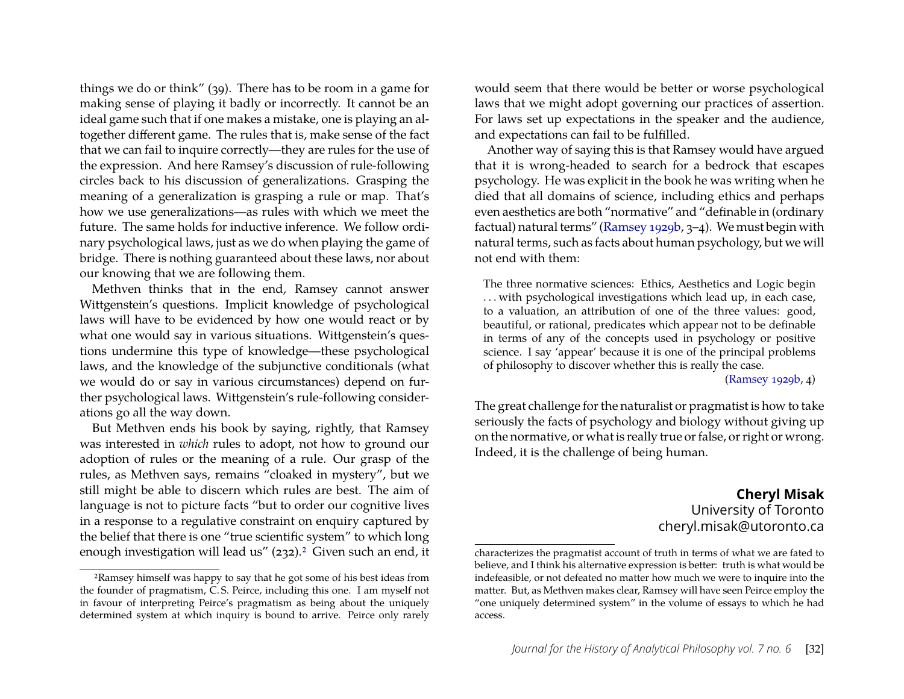things we do or think" (39). There has to be room in a game for making sense of playing it badly or incorrectly. It cannot be an ideal game such that if one makes a mistake, one is playing an altogether different game. The rules that is, make sense of the fact that we can fail to inquire correctly—they are rules for the use of the expression. And here Ramsey's discussion of rule-following circles back to his discussion of generalizations. Grasping the meaning of a generalization is grasping a rule or map. That's how we use generalizations—as rules with which we meet the future. The same holds for inductive inference. We follow ordinary psychological laws, just as we do when playing the game of bridge. There is nothing guaranteed about these laws, nor about our knowing that we are following them.

Methven thinks that in the end, Ramsey cannot answer Wittgenstein's questions. Implicit knowledge of psychological laws will have to be evidenced by how one would react or by what one would say in various situations. Wittgenstein's questions undermine this type of knowledge—these psychological laws, and the knowledge of the subjunctive conditionals (what we would do or say in various circumstances) depend on further psychological laws. Wittgenstein's rule-following considerations go all the way down.

But Methven ends his book by saying, rightly, that Ramsey was interested in *which* rules to adopt, not how to ground our adoption of rules or the meaning of a rule. Our grasp of the rules, as Methven says, remains "cloaked in mystery", but we still might be able to discern which rules are best. The aim of language is not to picture facts "but to order our cognitive lives in a response to a regulative constraint on enquiry captured by the belief that there is one "true scientific system" to which long enough investigation will lead us" (232).[2] Given such an end, it would seem that there would be better or worse psychological laws that we might adopt governing our practices of assertion. For laws set up expectations in the speaker and the audience, and expectations can fail to be fulfilled.

Another way of saying this is that Ramsey would have argued that it is wrong-headed to search for a bedrock that escapes psychology. He was explicit in the book he was writing when he died that all domains of science, including ethics and perhaps even aesthetics are both "normative" and "definable in (ordinary factual) natural terms" (Ramsey 1929b, 3–4). We must begin with natural terms, such as facts about human psychology, but we will not end with them:

> The three normative sciences: Ethics, Aesthetics and Logic begin . . . with psychological investigations which lead up, in each case, to a valuation, an attribution of one of the three values: good, beautiful, or rational, predicates which appear not to be definable in terms of any of the concepts used in psychology or positive science. I say 'appear' because it is one of the principal problems of philosophy to discover whether this is really the case.
>
> (Ramsey 1929b, 4)

The great challenge for the naturalist or pragmatist is how to take seriously the facts of psychology and biology without giving up on the normative, or what is really true or false, or right or wrong. Indeed, it is the challenge of being human.

**Cheryl Misak**
University of Toronto
cheryl.misak@utoronto.ca

---

[2] Ramsey himself was happy to say that he got some of his best ideas from the founder of pragmatism, C. S. Peirce, including this one. I am myself not in favour of interpreting Peirce's pragmatism as being about the uniquely determined system at which inquiry is bound to arrive. Peirce only rarely characterizes the pragmatist account of truth in terms of what we are fated to believe, and I think his alternative expression is better: truth is what would be indefeasible, or not defeated no matter how much we were to inquire into the matter. But, as Methven makes clear, Ramsey will have seen Peirce employ the "one uniquely determined system" in the volume of essays to which he had access.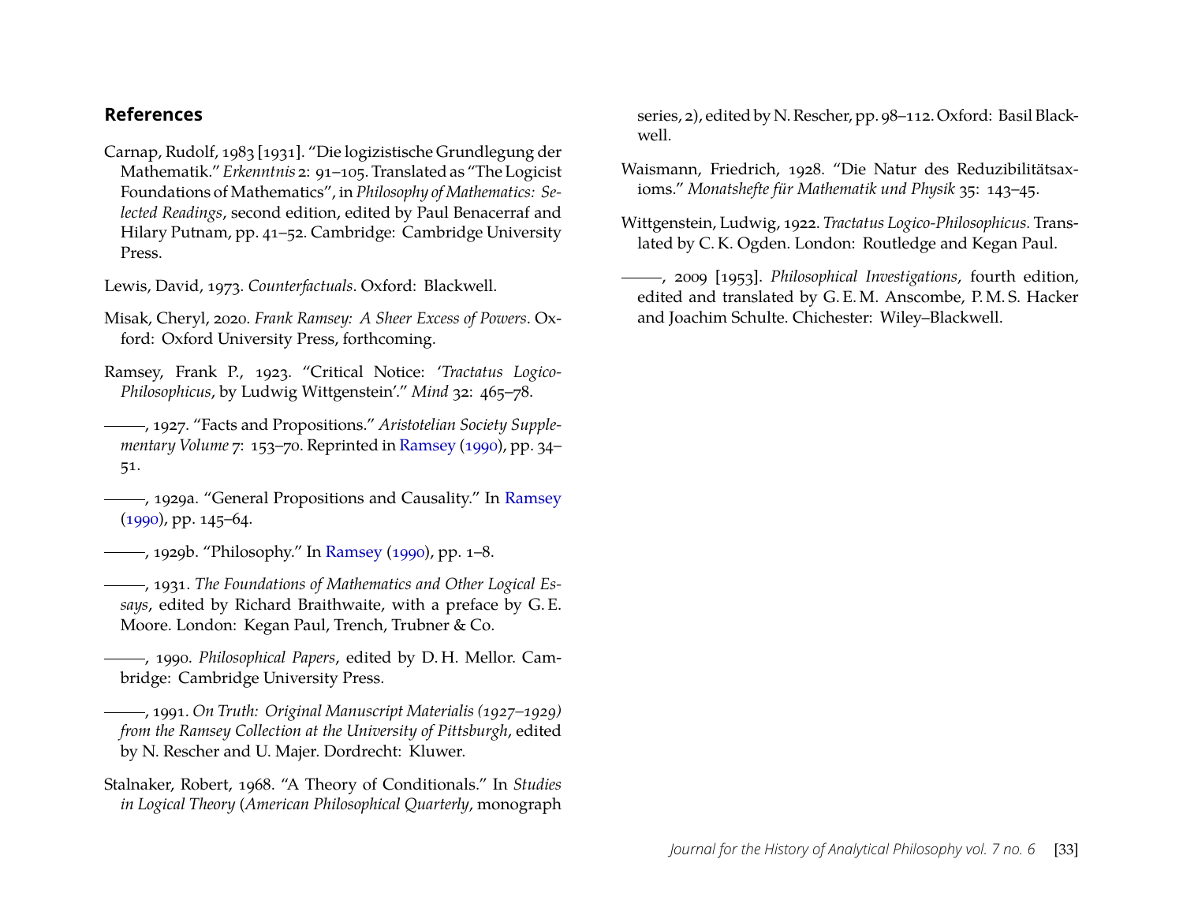## References

Carnap, Rudolf, 1983 [1931]. "Die logizistische Grundlegung der Mathematik." *Erkenntnis* 2: 91–105. Translated as "The Logicist Foundations of Mathematics", in *Philosophy of Mathematics: Selected Readings*, second edition, edited by Paul Benacerraf and Hilary Putnam, pp. 41–52. Cambridge: Cambridge University Press.

Lewis, David, 1973. *Counterfactuals*. Oxford: Blackwell.

Misak, Cheryl, 2020. *Frank Ramsey: A Sheer Excess of Powers*. Oxford: Oxford University Press, forthcoming.

Ramsey, Frank P., 1923. "Critical Notice: '*Tractatus Logico-Philosophicus*, by Ludwig Wittgenstein'." *Mind* 32: 465–78.

———, 1927. "Facts and Propositions." *Aristotelian Society Supplementary Volume* 7: 153–70. Reprinted in Ramsey (1990), pp. 34–51.

———, 1929a. "General Propositions and Causality." In Ramsey (1990), pp. 145–64.

———, 1929b. "Philosophy." In Ramsey (1990), pp. 1–8.

———, 1931. *The Foundations of Mathematics and Other Logical Essays*, edited by Richard Braithwaite, with a preface by G. E. Moore. London: Kegan Paul, Trench, Trubner & Co.

———, 1990. *Philosophical Papers*, edited by D. H. Mellor. Cambridge: Cambridge University Press.

———, 1991. *On Truth: Original Manuscript Materialis (1927–1929) from the Ramsey Collection at the University of Pittsburgh*, edited by N. Rescher and U. Majer. Dordrecht: Kluwer.

Stalnaker, Robert, 1968. "A Theory of Conditionals." In *Studies in Logical Theory* (*American Philosophical Quarterly*, monograph series, 2), edited by N. Rescher, pp. 98–112. Oxford: Basil Blackwell.

Waismann, Friedrich, 1928. "Die Natur des Reduzibilitätsaxioms." *Monatshefte für Mathematik und Physik* 35: 143–45.

Wittgenstein, Ludwig, 1922. *Tractatus Logico-Philosophicus.* Translated by C. K. Ogden. London: Routledge and Kegan Paul.

———, 2009 [1953]. *Philosophical Investigations*, fourth edition, edited and translated by G. E. M. Anscombe, P. M. S. Hacker and Joachim Schulte. Chichester: Wiley–Blackwell.